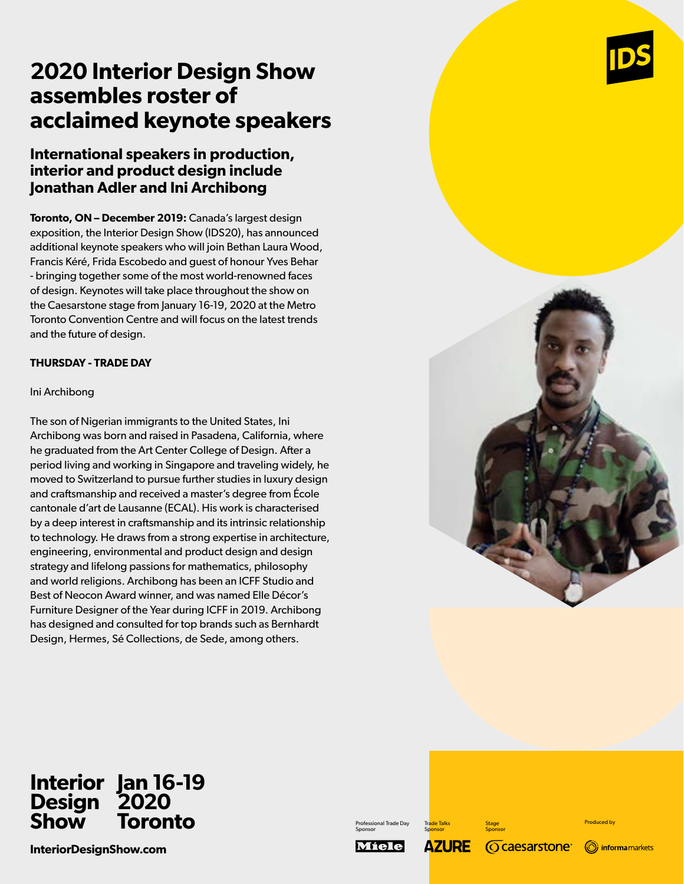# 2020 Interior Design Show assembles roster of acclaimed keynote speakers

## International speakers in production, interior and product design include Jonathan Adler and Ini Archibong

**Toronto, ON – December 2019:** Canada's largest design exposition, the Interior Design Show (IDS20), has announced additional keynote speakers who will join Bethan Laura Wood, Francis Kéré, Frida Escobedo and guest of honour Yves Behar - bringing together some of the most world-renowned faces of design. Keynotes will take place throughout the show on the Caesarstone stage from January 16-19, 2020 at the Metro Toronto Convention Centre and will focus on the latest trends and the future of design.

**THURSDAY - TRADE DAY**

Ini Archibong

The son of Nigerian immigrants to the United States, Ini Archibong was born and raised in Pasadena, California, where he graduated from the Art Center College of Design. After a period living and working in Singapore and traveling widely, he moved to Switzerland to pursue further studies in luxury design and craftsmanship and received a master's degree from École cantonale d'art de Lausanne (ECAL). His work is characterised by a deep interest in craftsmanship and its intrinsic relationship to technology. He draws from a strong expertise in architecture, engineering, environmental and product design and design strategy and lifelong passions for mathematics, philosophy and world religions. Archibong has been an ICFF Studio and Best of Neocon Award winner, and was named Elle Décor's Furniture Designer of the Year during ICFF in 2019. Archibong has designed and consulted for top brands such as Bernhardt Design, Hermes, Sé Collections, de Sede, among others.

**Interior Design Show** **Jan 16-19 2020 Toronto**

**InteriorDesignShow.com**

Professional Trade Day Sponsor: Miele | Trade Talks Sponsor: AZURE | Stage Sponsor: caesarstone | Produced by: informa markets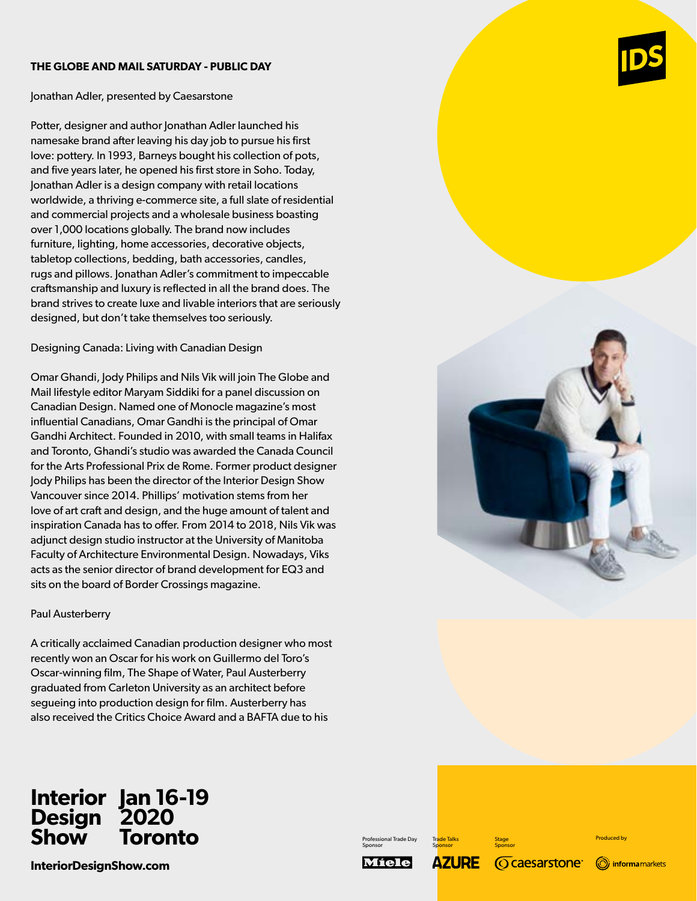**THE GLOBE AND MAIL SATURDAY - PUBLIC DAY**

Jonathan Adler, presented by Caesarstone

Potter, designer and author Jonathan Adler launched his namesake brand after leaving his day job to pursue his first love: pottery. In 1993, Barneys bought his collection of pots, and five years later, he opened his first store in Soho. Today, Jonathan Adler is a design company with retail locations worldwide, a thriving e-commerce site, a full slate of residential and commercial projects and a wholesale business boasting over 1,000 locations globally. The brand now includes furniture, lighting, home accessories, decorative objects, tabletop collections, bedding, bath accessories, candles, rugs and pillows. Jonathan Adler's commitment to impeccable craftsmanship and luxury is reflected in all the brand does. The brand strives to create luxe and livable interiors that are seriously designed, but don't take themselves too seriously.

Designing Canada: Living with Canadian Design

Omar Ghandi, Jody Philips and Nils Vik will join The Globe and Mail lifestyle editor Maryam Siddiki for a panel discussion on Canadian Design. Named one of Monocle magazine's most influential Canadians, Omar Gandhi is the principal of Omar Gandhi Architect. Founded in 2010, with small teams in Halifax and Toronto, Ghandi's studio was awarded the Canada Council for the Arts Professional Prix de Rome. Former product designer Jody Philips has been the director of the Interior Design Show Vancouver since 2014. Phillips' motivation stems from her love of art craft and design, and the huge amount of talent and inspiration Canada has to offer. From 2014 to 2018, Nils Vik was adjunct design studio instructor at the University of Manitoba Faculty of Architecture Environmental Design. Nowadays, Viks acts as the senior director of brand development for EQ3 and sits on the board of Border Crossings magazine.

Paul Austerberry

A critically acclaimed Canadian production designer who most recently won an Oscar for his work on Guillermo del Toro's Oscar-winning film, The Shape of Water, Paul Austerberry graduated from Carleton University as an architect before segueing into production design for film. Austerberry has also received the Critics Choice Award and a BAFTA due to his

**Interior Design Show**
**Jan 16-19 2020 Toronto**

**InteriorDesignShow.com**

Professional Trade Day Sponsor: Miele
Trade Talks Sponsor: AZURE
Stage Sponsor: caesarstone
Produced by: informamarkets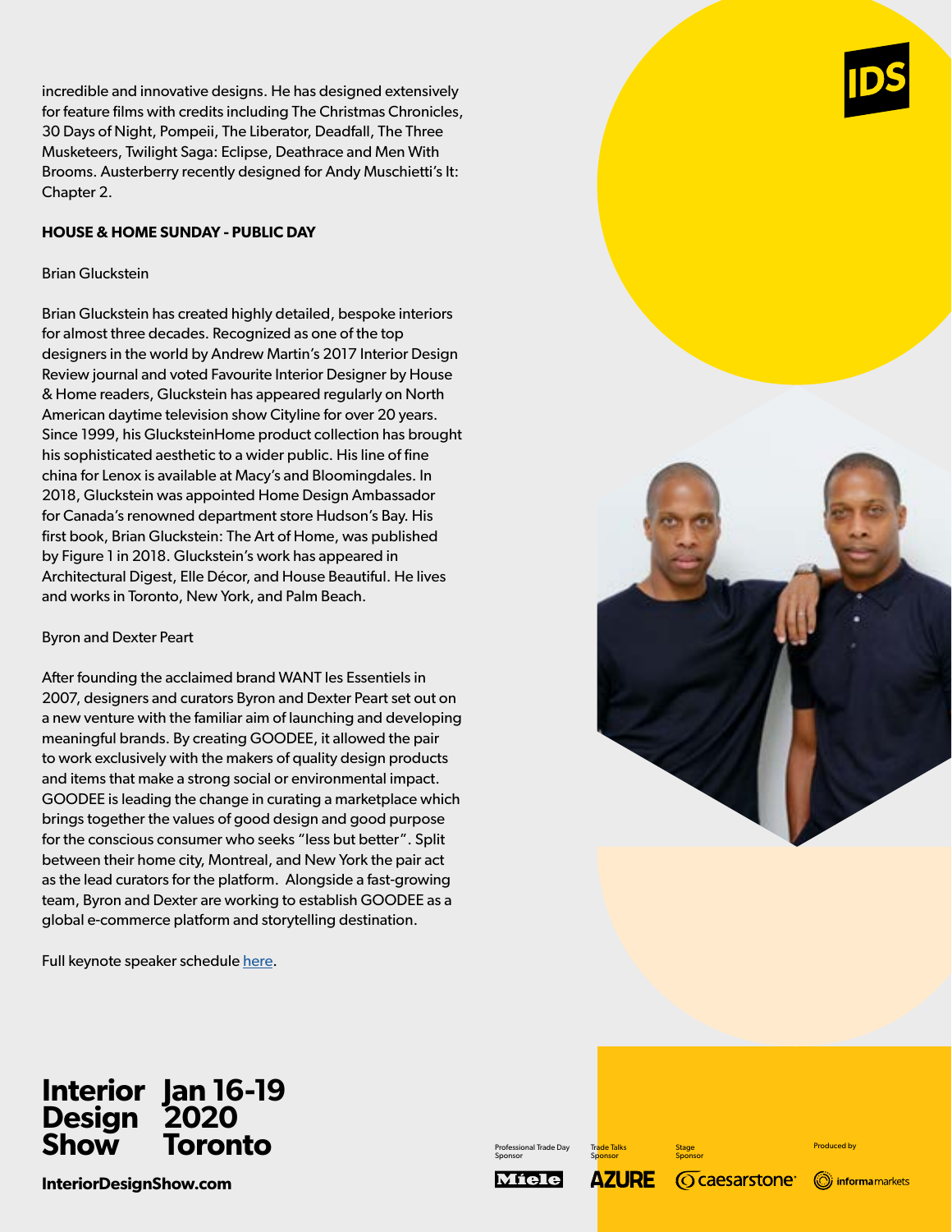incredible and innovative designs. He has designed extensively for feature films with credits including The Christmas Chronicles, 30 Days of Night, Pompeii, The Liberator, Deadfall, The Three Musketeers, Twilight Saga: Eclipse, Deathrace and Men With Brooms. Austerberry recently designed for Andy Muschietti's It: Chapter 2.

**HOUSE & HOME SUNDAY - PUBLIC DAY**

Brian Gluckstein

Brian Gluckstein has created highly detailed, bespoke interiors for almost three decades. Recognized as one of the top designers in the world by Andrew Martin's 2017 Interior Design Review journal and voted Favourite Interior Designer by House & Home readers, Gluckstein has appeared regularly on North American daytime television show Cityline for over 20 years. Since 1999, his GlucksteinHome product collection has brought his sophisticated aesthetic to a wider public. His line of fine china for Lenox is available at Macy's and Bloomingdales. In 2018, Gluckstein was appointed Home Design Ambassador for Canada's renowned department store Hudson's Bay. His first book, Brian Gluckstein: The Art of Home, was published by Figure 1 in 2018. Gluckstein's work has appeared in Architectural Digest, Elle Décor, and House Beautiful. He lives and works in Toronto, New York, and Palm Beach.

Byron and Dexter Peart

After founding the acclaimed brand WANT les Essentiels in 2007, designers and curators Byron and Dexter Peart set out on a new venture with the familiar aim of launching and developing meaningful brands. By creating GOODEE, it allowed the pair to work exclusively with the makers of quality design products and items that make a strong social or environmental impact. GOODEE is leading the change in curating a marketplace which brings together the values of good design and good purpose for the conscious consumer who seeks "less but better". Split between their home city, Montreal, and New York the pair act as the lead curators for the platform. Alongside a fast-growing team, Byron and Dexter are working to establish GOODEE as a global e-commerce platform and storytelling destination.

Full keynote speaker schedule [here](#).

**Interior Design Show**
**Jan 16-19 2020 Toronto**

**InteriorDesignShow.com**

Professional Trade Day Sponsor: Miele | Trade Talks Sponsor: AZURE | Stage Sponsor: caesarstone | Produced by: informa markets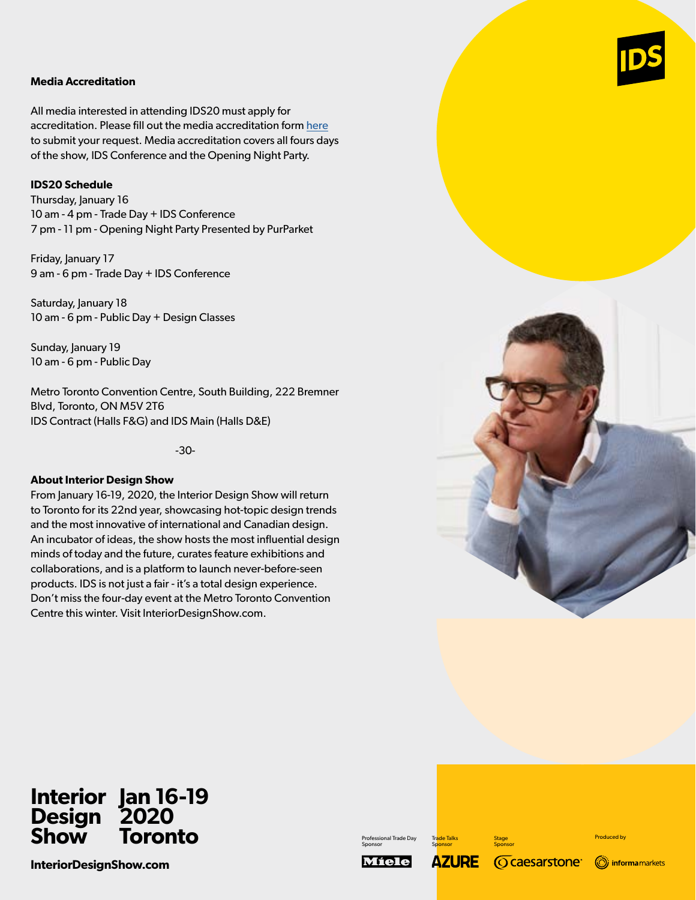**Media Accreditation**

All media interested in attending IDS20 must apply for accreditation. Please fill out the media accreditation form here to submit your request. Media accreditation covers all fours days of the show, IDS Conference and the Opening Night Party.

**IDS20 Schedule**

Thursday, January 16
10 am - 4 pm - Trade Day + IDS Conference
7 pm - 11 pm - Opening Night Party Presented by PurParket

Friday, January 17
9 am - 6 pm - Trade Day + IDS Conference

Saturday, January 18
10 am - 6 pm - Public Day + Design Classes

Sunday, January 19
10 am - 6 pm - Public Day

Metro Toronto Convention Centre, South Building, 222 Bremner Blvd, Toronto, ON M5V 2T6
IDS Contract (Halls F&G) and IDS Main (Halls D&E)

-30-

**About Interior Design Show**

From January 16-19, 2020, the Interior Design Show will return to Toronto for its 22nd year, showcasing hot-topic design trends and the most innovative of international and Canadian design. An incubator of ideas, the show hosts the most influential design minds of today and the future, curates feature exhibitions and collaborations, and is a platform to launch never-before-seen products. IDS is not just a fair - it's a total design experience. Don't miss the four-day event at the Metro Toronto Convention Centre this winter. Visit InteriorDesignShow.com.

**Interior Design Show** **Jan 16-19 2020 Toronto**

**InteriorDesignShow.com**

Professional Trade Day Sponsor: Miele | Trade Talks Sponsor: AZURE | Stage Sponsor: caesarstone | Produced by: informa markets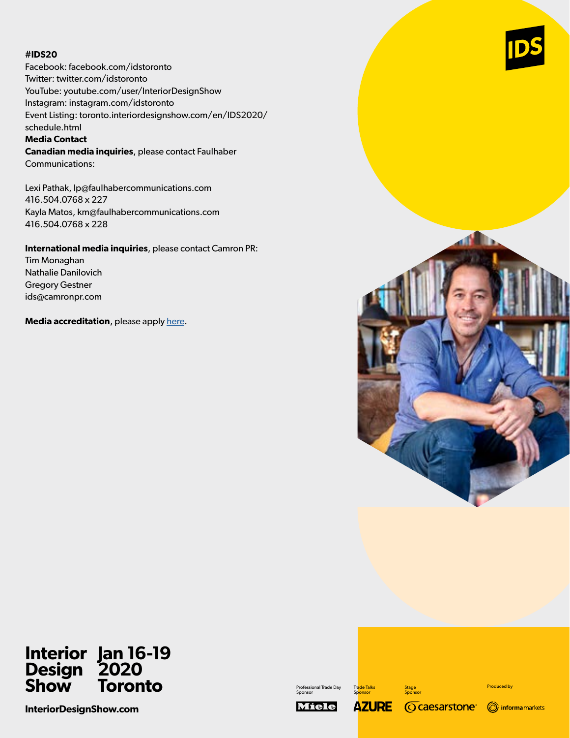**#IDS20**
Facebook: facebook.com/idstoronto
Twitter: twitter.com/idstoronto
YouTube: youtube.com/user/InteriorDesignShow
Instagram: instagram.com/idstoronto
Event Listing: toronto.interiordesignshow.com/en/IDS2020/schedule.html

**Media Contact**

**Canadian media inquiries**, please contact Faulhaber Communications:

Lexi Pathak, lp@faulhabercommunications.com
416.504.0768 x 227
Kayla Matos, km@faulhabercommunications.com
416.504.0768 x 228

**International media inquiries**, please contact Camron PR:
Tim Monaghan
Nathalie Danilovich
Gregory Gestner
ids@camronpr.com

**Media accreditation**, please apply here.

**Interior Design Show**
**Jan 16-19 2020 Toronto**

**InteriorDesignShow.com**

Professional Trade Day Sponsor: Miele
Trade Talks Sponsor: AZURE
Stage Sponsor: caesarstone
Produced by: informamarkets